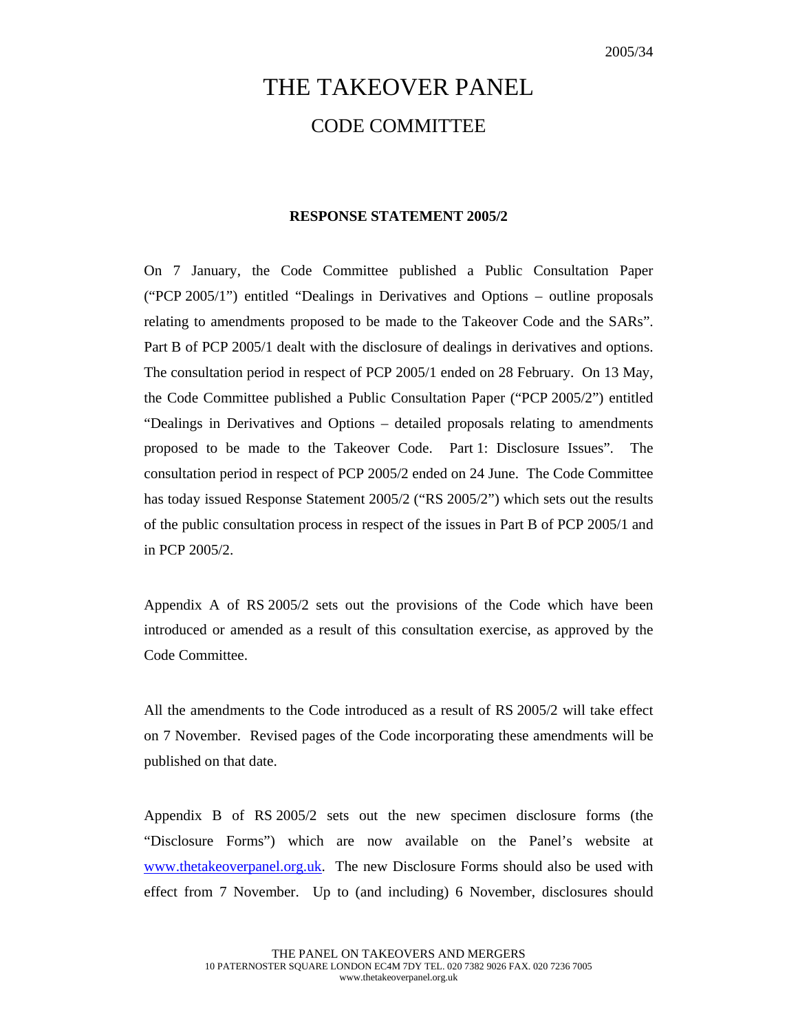2005/34

# THE TAKEOVER PANEL

## CODE COMMITTEE

**RESPONSE STATEMENT 2005/2**

On 7 January, the Code Committee published a Public Consultation Paper ("PCP 2005/1") entitled "Dealings in Derivatives and Options – outline proposals relating to amendments proposed to be made to the Takeover Code and the SARs". Part B of PCP 2005/1 dealt with the disclosure of dealings in derivatives and options. The consultation period in respect of PCP 2005/1 ended on 28 February. On 13 May, the Code Committee published a Public Consultation Paper ("PCP 2005/2") entitled "Dealings in Derivatives and Options – detailed proposals relating to amendments proposed to be made to the Takeover Code. Part 1: Disclosure Issues". The consultation period in respect of PCP 2005/2 ended on 24 June. The Code Committee has today issued Response Statement 2005/2 ("RS 2005/2") which sets out the results of the public consultation process in respect of the issues in Part B of PCP 2005/1 and in PCP 2005/2.

Appendix A of RS 2005/2 sets out the provisions of the Code which have been introduced or amended as a result of this consultation exercise, as approved by the Code Committee.

All the amendments to the Code introduced as a result of RS 2005/2 will take effect on 7 November. Revised pages of the Code incorporating these amendments will be published on that date.

Appendix B of RS 2005/2 sets out the new specimen disclosure forms (the "Disclosure Forms") which are now available on the Panel's website at www.thetakeoverpanel.org.uk. The new Disclosure Forms should also be used with effect from 7 November. Up to (and including) 6 November, disclosures should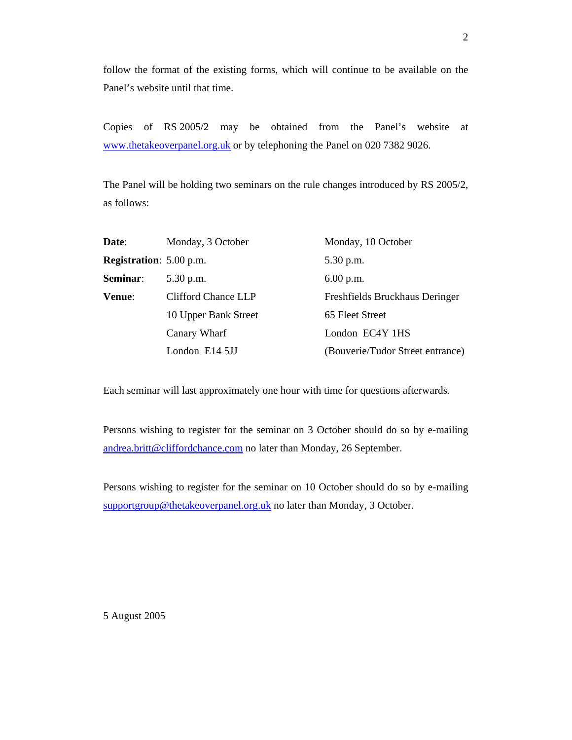follow the format of the existing forms, which will continue to be available on the Panel's website until that time.

Copies of RS 2005/2 may be obtained from the Panel's website at www.thetakeoverpanel.org.uk or by telephoning the Panel on 020 7382 9026.

The Panel will be holding two seminars on the rule changes introduced by RS 2005/2, as follows:

| | | |
|---|---|---|
| **Date**: | Monday, 3 October | Monday, 10 October |
| **Registration**: | 5.00 p.m. | 5.30 p.m. |
| **Seminar**: | 5.30 p.m. | 6.00 p.m. |
| **Venue**: | Clifford Chance LLP<br>10 Upper Bank Street<br>Canary Wharf<br>London E14 5JJ | Freshfields Bruckhaus Deringer<br>65 Fleet Street<br>London EC4Y 1HS<br>(Bouverie/Tudor Street entrance) |

Each seminar will last approximately one hour with time for questions afterwards.

Persons wishing to register for the seminar on 3 October should do so by e-mailing andrea.britt@cliffordchance.com no later than Monday, 26 September.

Persons wishing to register for the seminar on 10 October should do so by e-mailing supportgroup@thetakeoverpanel.org.uk no later than Monday, 3 October.

5 August 2005